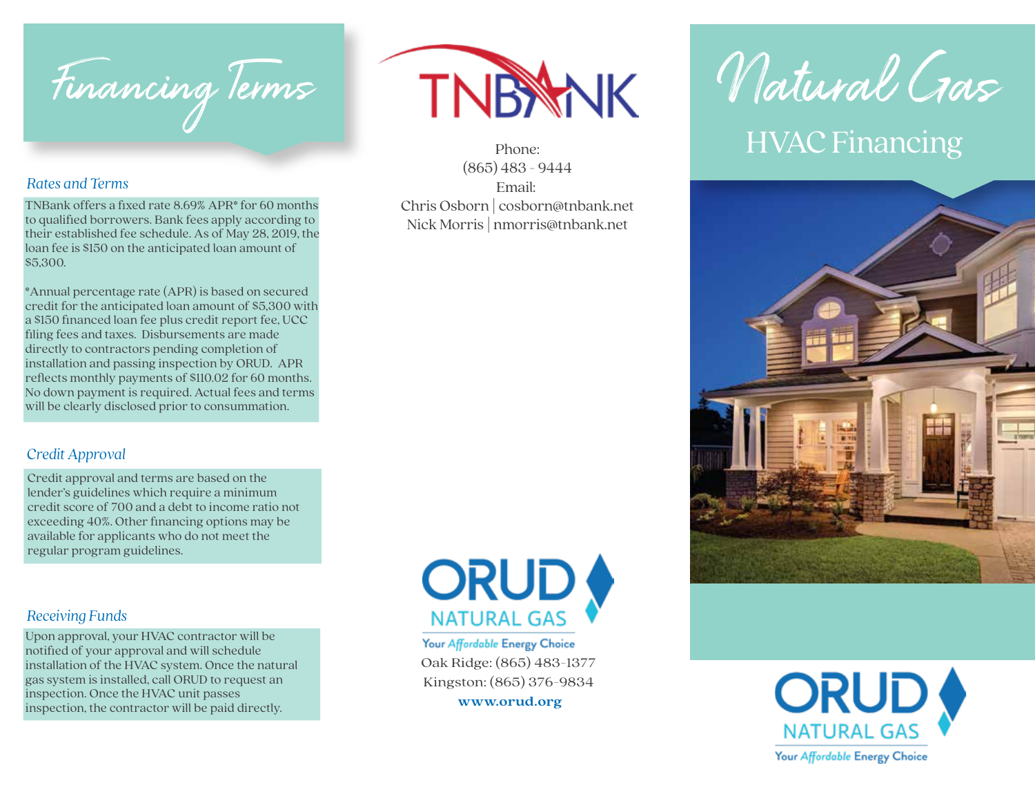# Financing Terms

### *Rates and Terms*

TNBank offers a fixed rate 8.69% APR* for 60 months to qualified borrowers. Bank fees apply according to their established fee schedule. As of May 28, 2019, the loan fee is $150 on the anticipated loan amount of $5,300.

*Annual percentage rate (APR) is based on secured credit for the anticipated loan amount of $5,300 with a $150 financed loan fee plus credit report fee, UCC filing fees and taxes. Disbursements are made directly to contractors pending completion of installation and passing inspection by ORUD. APR reflects monthly payments of $110.02 for 60 months. No down payment is required. Actual fees and terms will be clearly disclosed prior to consummation.

### *Credit Approval*

Credit approval and terms are based on the lender's guidelines which require a minimum credit score of 700 and a debt to income ratio not exceeding 40%. Other financing options may be available for applicants who do not meet the regular program guidelines.

### *Receiving Funds*

Upon approval, your HVAC contractor will be notified of your approval and will schedule installation of the HVAC system. Once the natural gas system is installed, call ORUD to request an inspection. Once the HVAC unit passes inspection, the contractor will be paid directly.

TNBANK

Phone:
(865) 483 - 9444
Email:
Chris Osborn | cosborn@tnbank.net
Nick Morris | nmorris@tnbank.net

ORUD NATURAL GAS
Your Affordable Energy Choice
Oak Ridge: (865) 483-1377
Kingston: (865) 376-9834
**www.orud.org**

# Natural Gas

## HVAC Financing

ORUD NATURAL GAS
Your Affordable Energy Choice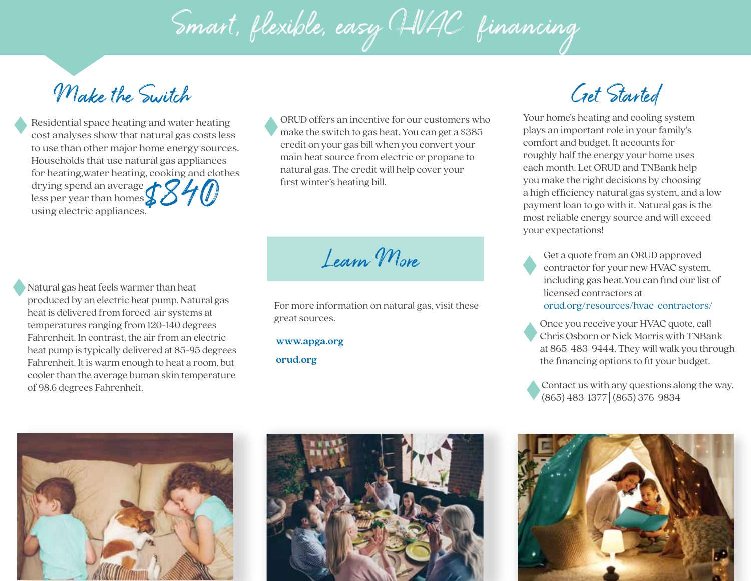# Smart, flexible, easy HVAC financing

## Make the Switch

- Residential space heating and water heating cost analyses show that natural gas costs less to use than other major home energy sources. Households that use natural gas appliances for heating,water heating, cooking and clothes drying spend an average $840 less per year than homes using electric appliances.

- ORUD offers an incentive for our customers who make the switch to gas heat. You can get a $385 credit on your gas bill when you convert your main heat source from electric or propane to natural gas. The credit will help cover your first winter's heating bill.

- Natural gas heat feels warmer than heat produced by an electric heat pump. Natural gas heat is delivered from forced-air systems at temperatures ranging from 120-140 degrees Fahrenheit. In contrast, the air from an electric heat pump is typically delivered at 85-95 degrees Fahrenheit. It is warm enough to heat a room, but cooler than the average human skin temperature of 98.6 degrees Fahrenheit.

## Learn More

For more information on natural gas, visit these great sources.

**www.apga.org**

**orud.org**

## Get Started

Your home's heating and cooling system plays an important role in your family's comfort and budget. It accounts for roughly half the energy your home uses each month. Let ORUD and TNBank help you make the right decisions by choosing a high efficiency natural gas system, and a low payment loan to go with it. Natural gas is the most reliable energy source and will exceed your expectations!

- Get a quote from an ORUD approved contractor for your new HVAC system, including gas heat.You can find our list of licensed contractors at orud.org/resources/hvac-contractors/

- Once you receive your HVAC quote, call Chris Osborn or Nick Morris with TNBank at 865-483-9444. They will walk you through the financing options to fit your budget.

- Contact us with any questions along the way. (865) 483-1377 | (865) 376-9834